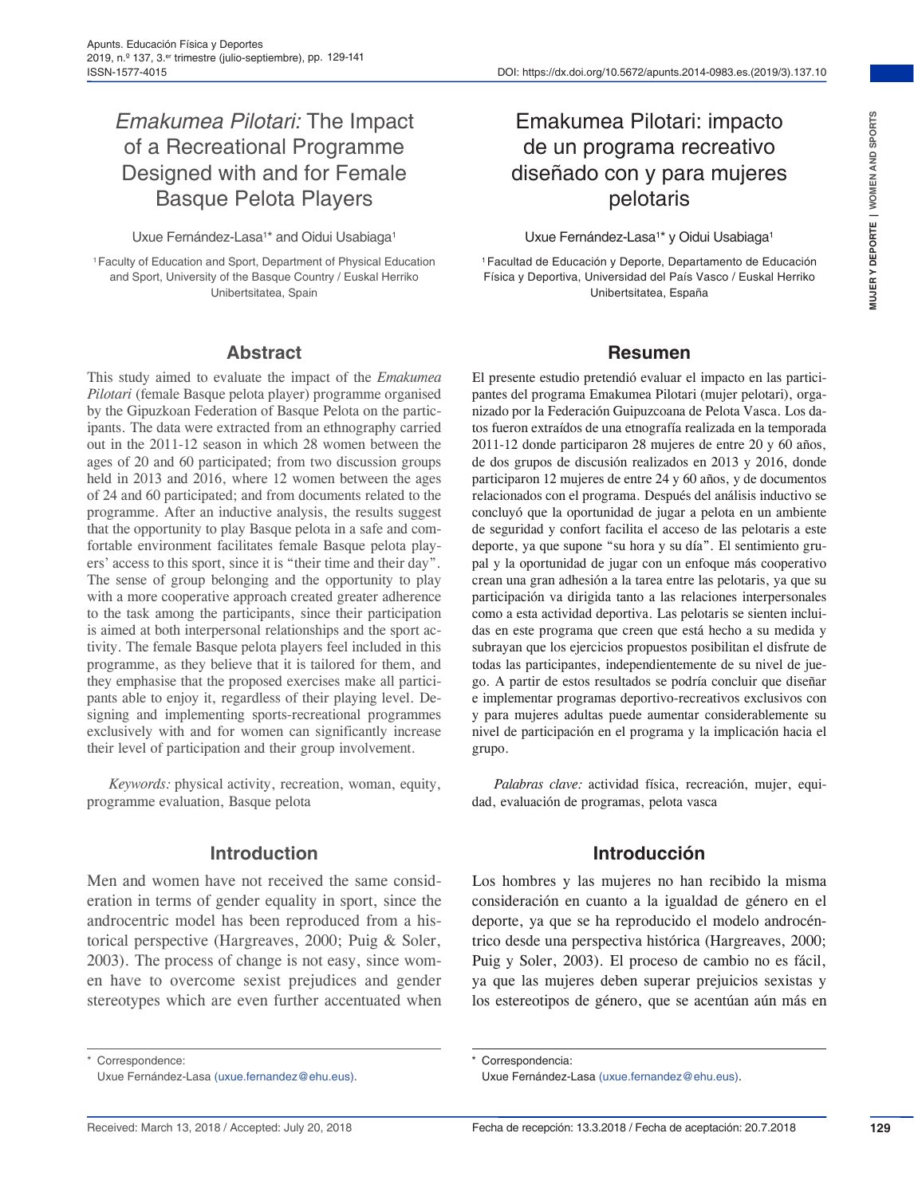# *Emakumea Pilotari:* The Impact of a Recreational Programme Designed with and for Female Basque Pelota Players

Uxue Fernández-Lasa[1]* and Oidui Usabiaga[1]

[1] Faculty of Education and Sport, Department of Physical Education and Sport, University of the Basque Country / Euskal Herriko Unibertsitatea, Spain

## Abstract

This study aimed to evaluate the impact of the *Emakumea Pilotari* (female Basque pelota player) programme organised by the Gipuzkoan Federation of Basque Pelota on the participants. The data were extracted from an ethnography carried out in the 2011-12 season in which 28 women between the ages of 20 and 60 participated; from two discussion groups held in 2013 and 2016, where 12 women between the ages of 24 and 60 participated; and from documents related to the programme. After an inductive analysis, the results suggest that the opportunity to play Basque pelota in a safe and comfortable environment facilitates female Basque pelota players' access to this sport, since it is "their time and their day". The sense of group belonging and the opportunity to play with a more cooperative approach created greater adherence to the task among the participants, since their participation is aimed at both interpersonal relationships and the sport activity. The female Basque pelota players feel included in this programme, as they believe that it is tailored for them, and they emphasise that the proposed exercises make all participants able to enjoy it, regardless of their playing level. Designing and implementing sports-recreational programmes exclusively with and for women can significantly increase their level of participation and their group involvement.

*Keywords:* physical activity, recreation, woman, equity, programme evaluation, Basque pelota

## Introduction

Men and women have not received the same consideration in terms of gender equality in sport, since the androcentric model has been reproduced from a historical perspective (Hargreaves, 2000; Puig & Soler, 2003). The process of change is not easy, since women have to overcome sexist prejudices and gender stereotypes which are even further accentuated when

\* Correspondence:
Uxue Fernández-Lasa (uxue.fernandez@ehu.eus).

Received: March 13, 2018 / Accepted: July 20, 2018

# Emakumea Pilotari: impacto de un programa recreativo diseñado con y para mujeres pelotaris

Uxue Fernández-Lasa[1]* y Oidui Usabiaga[1]

[1] Facultad de Educación y Deporte, Departamento de Educación Física y Deportiva, Universidad del País Vasco / Euskal Herriko Unibertsitatea, España

## Resumen

El presente estudio pretendió evaluar el impacto en las participantes del programa Emakumea Pilotari (mujer pelotari), organizado por la Federación Guipuzcoana de Pelota Vasca. Los datos fueron extraídos de una etnografía realizada en la temporada 2011-12 donde participaron 28 mujeres de entre 20 y 60 años, de dos grupos de discusión realizados en 2013 y 2016, donde participaron 12 mujeres de entre 24 y 60 años, y de documentos relacionados con el programa. Después del análisis inductivo se concluyó que la oportunidad de jugar a pelota en un ambiente de seguridad y confort facilita el acceso de las pelotaris a este deporte, ya que supone "su hora y su día". El sentimiento grupal y la oportunidad de jugar con un enfoque más cooperativo crean una gran adhesión a la tarea entre las pelotaris, ya que su participación va dirigida tanto a las relaciones interpersonales como a esta actividad deportiva. Las pelotaris se sienten incluidas en este programa que creen que está hecho a su medida y subrayan que los ejercicios propuestos posibilitan el disfrute de todas las participantes, independientemente de su nivel de juego. A partir de estos resultados se podría concluir que diseñar e implementar programas deportivo-recreativos exclusivos con y para mujeres adultas puede aumentar considerablemente su nivel de participación en el programa y la implicación hacia el grupo.

*Palabras clave:* actividad física, recreación, mujer, equidad, evaluación de programas, pelota vasca

## Introducción

Los hombres y las mujeres no han recibido la misma consideración en cuanto a la igualdad de género en el deporte, ya que se ha reproducido el modelo androcéntrico desde una perspectiva histórica (Hargreaves, 2000; Puig y Soler, 2003). El proceso de cambio no es fácil, ya que las mujeres deben superar prejuicios sexistas y los estereotipos de género, que se acentúan aún más en

\* Correspondencia:
Uxue Fernández-Lasa (uxue.fernandez@ehu.eus).

Fecha de recepción: 13.3.2018 / Fecha de aceptación: 20.7.2018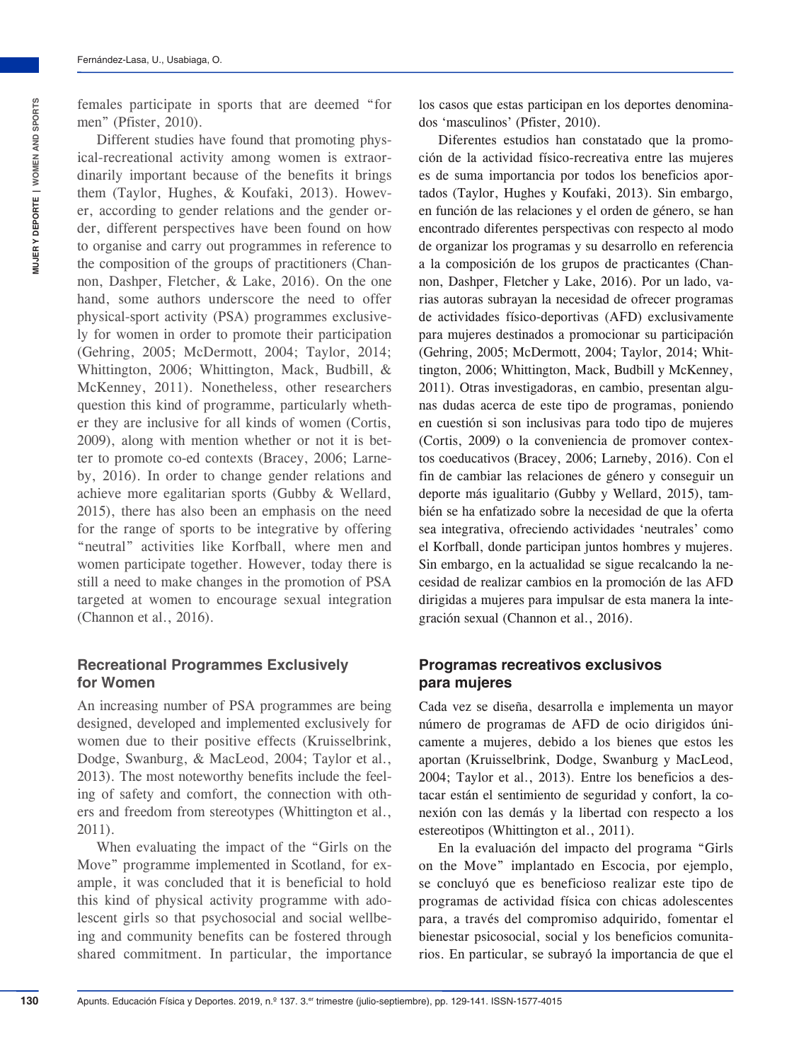females participate in sports that are deemed "for men" (Pfister, 2010).

Different studies have found that promoting physical-recreational activity among women is extraordinarily important because of the benefits it brings them (Taylor, Hughes, & Koufaki, 2013). However, according to gender relations and the gender order, different perspectives have been found on how to organise and carry out programmes in reference to the composition of the groups of practitioners (Channon, Dashper, Fletcher, & Lake, 2016). On the one hand, some authors underscore the need to offer physical-sport activity (PSA) programmes exclusively for women in order to promote their participation (Gehring, 2005; McDermott, 2004; Taylor, 2014; Whittington, 2006; Whittington, Mack, Budbill, & McKenney, 2011). Nonetheless, other researchers question this kind of programme, particularly whether they are inclusive for all kinds of women (Cortis, 2009), along with mention whether or not it is better to promote co-ed contexts (Bracey, 2006; Larneby, 2016). In order to change gender relations and achieve more egalitarian sports (Gubby & Wellard, 2015), there has also been an emphasis on the need for the range of sports to be integrative by offering "neutral" activities like Korfball, where men and women participate together. However, today there is still a need to make changes in the promotion of PSA targeted at women to encourage sexual integration (Channon et al., 2016).

## Recreational Programmes Exclusively for Women

An increasing number of PSA programmes are being designed, developed and implemented exclusively for women due to their positive effects (Kruisselbrink, Dodge, Swanburg, & MacLeod, 2004; Taylor et al., 2013). The most noteworthy benefits include the feeling of safety and comfort, the connection with others and freedom from stereotypes (Whittington et al., 2011).

When evaluating the impact of the "Girls on the Move" programme implemented in Scotland, for example, it was concluded that it is beneficial to hold this kind of physical activity programme with adolescent girls so that psychosocial and social wellbeing and community benefits can be fostered through shared commitment. In particular, the importance

los casos que estas participan en los deportes denominados 'masculinos' (Pfister, 2010).

Diferentes estudios han constatado que la promoción de la actividad físico-recreativa entre las mujeres es de suma importancia por todos los beneficios aportados (Taylor, Hughes y Koufaki, 2013). Sin embargo, en función de las relaciones y el orden de género, se han encontrado diferentes perspectivas con respecto al modo de organizar los programas y su desarrollo en referencia a la composición de los grupos de practicantes (Channon, Dashper, Fletcher y Lake, 2016). Por un lado, varias autoras subrayan la necesidad de ofrecer programas de actividades físico-deportivas (AFD) exclusivamente para mujeres destinados a promocionar su participación (Gehring, 2005; McDermott, 2004; Taylor, 2014; Whittington, 2006; Whittington, Mack, Budbill y McKenney, 2011). Otras investigadoras, en cambio, presentan algunas dudas acerca de este tipo de programas, poniendo en cuestión si son inclusivas para todo tipo de mujeres (Cortis, 2009) o la conveniencia de promover contextos coeducativos (Bracey, 2006; Larneby, 2016). Con el fin de cambiar las relaciones de género y conseguir un deporte más igualitario (Gubby y Wellard, 2015), también se ha enfatizado sobre la necesidad de que la oferta sea integrativa, ofreciendo actividades 'neutrales' como el Korfball, donde participan juntos hombres y mujeres. Sin embargo, en la actualidad se sigue recalcando la necesidad de realizar cambios en la promoción de las AFD dirigidas a mujeres para impulsar de esta manera la integración sexual (Channon et al., 2016).

## Programas recreativos exclusivos para mujeres

Cada vez se diseña, desarrolla e implementa un mayor número de programas de AFD de ocio dirigidos únicamente a mujeres, debido a los bienes que estos les aportan (Kruisselbrink, Dodge, Swanburg y MacLeod, 2004; Taylor et al., 2013). Entre los beneficios a destacar están el sentimiento de seguridad y confort, la conexión con las demás y la libertad con respecto a los estereotipos (Whittington et al., 2011).

En la evaluación del impacto del programa "Girls on the Move" implantado en Escocia, por ejemplo, se concluyó que es beneficioso realizar este tipo de programas de actividad física con chicas adolescentes para, a través del compromiso adquirido, fomentar el bienestar psicosocial, social y los beneficios comunitarios. En particular, se subrayó la importancia de que el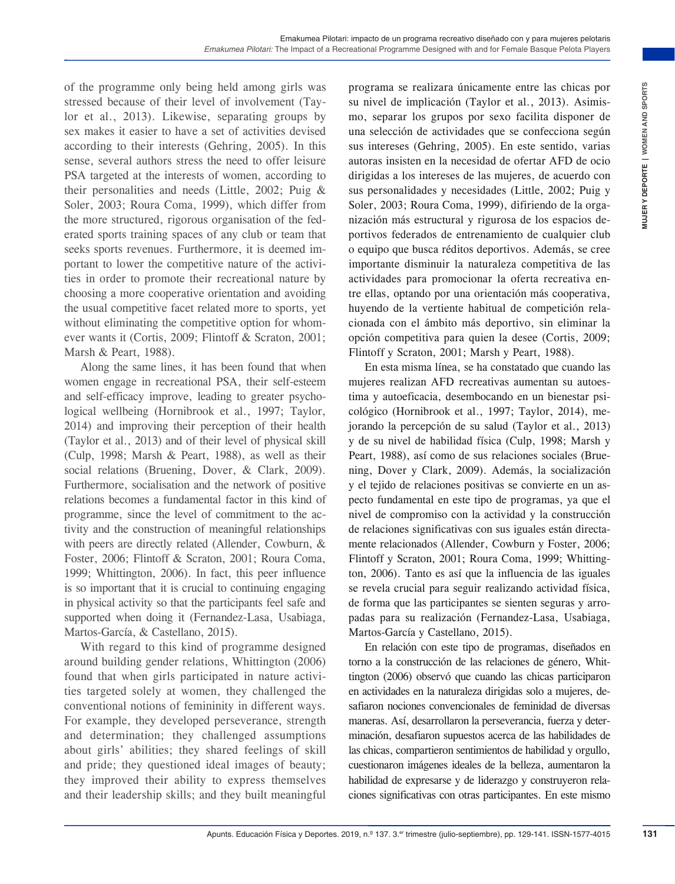of the programme only being held among girls was stressed because of their level of involvement (Taylor et al., 2013). Likewise, separating groups by sex makes it easier to have a set of activities devised according to their interests (Gehring, 2005). In this sense, several authors stress the need to offer leisure PSA targeted at the interests of women, according to their personalities and needs (Little, 2002; Puig & Soler, 2003; Roura Coma, 1999), which differ from the more structured, rigorous organisation of the federated sports training spaces of any club or team that seeks sports revenues. Furthermore, it is deemed important to lower the competitive nature of the activities in order to promote their recreational nature by choosing a more cooperative orientation and avoiding the usual competitive facet related more to sports, yet without eliminating the competitive option for whomever wants it (Cortis, 2009; Flintoff & Scraton, 2001; Marsh & Peart, 1988).

Along the same lines, it has been found that when women engage in recreational PSA, their self-esteem and self-efficacy improve, leading to greater psychological wellbeing (Hornibrook et al., 1997; Taylor, 2014) and improving their perception of their health (Taylor et al., 2013) and of their level of physical skill (Culp, 1998; Marsh & Peart, 1988), as well as their social relations (Bruening, Dover, & Clark, 2009). Furthermore, socialisation and the network of positive relations becomes a fundamental factor in this kind of programme, since the level of commitment to the activity and the construction of meaningful relationships with peers are directly related (Allender, Cowburn, & Foster, 2006; Flintoff & Scraton, 2001; Roura Coma, 1999; Whittington, 2006). In fact, this peer influence is so important that it is crucial to continuing engaging in physical activity so that the participants feel safe and supported when doing it (Fernandez-Lasa, Usabiaga, Martos-García, & Castellano, 2015).

With regard to this kind of programme designed around building gender relations, Whittington (2006) found that when girls participated in nature activities targeted solely at women, they challenged the conventional notions of femininity in different ways. For example, they developed perseverance, strength and determination; they challenged assumptions about girls' abilities; they shared feelings of skill and pride; they questioned ideal images of beauty; they improved their ability to express themselves and their leadership skills; and they built meaningful

programa se realizara únicamente entre las chicas por su nivel de implicación (Taylor et al., 2013). Asimismo, separar los grupos por sexo facilita disponer de una selección de actividades que se confecciona según sus intereses (Gehring, 2005). En este sentido, varias autoras insisten en la necesidad de ofertar AFD de ocio dirigidas a los intereses de las mujeres, de acuerdo con sus personalidades y necesidades (Little, 2002; Puig y Soler, 2003; Roura Coma, 1999), difiriendo de la organización más estructural y rigurosa de los espacios deportivos federados de entrenamiento de cualquier club o equipo que busca réditos deportivos. Además, se cree importante disminuir la naturaleza competitiva de las actividades para promocionar la oferta recreativa entre ellas, optando por una orientación más cooperativa, huyendo de la vertiente habitual de competición relacionada con el ámbito más deportivo, sin eliminar la opción competitiva para quien la desee (Cortis, 2009; Flintoff y Scraton, 2001; Marsh y Peart, 1988).

En esta misma línea, se ha constatado que cuando las mujeres realizan AFD recreativas aumentan su autoestima y autoeficacia, desembocando en un bienestar psicológico (Hornibrook et al., 1997; Taylor, 2014), mejorando la percepción de su salud (Taylor et al., 2013) y de su nivel de habilidad física (Culp, 1998; Marsh y Peart, 1988), así como de sus relaciones sociales (Bruening, Dover y Clark, 2009). Además, la socialización y el tejido de relaciones positivas se convierte en un aspecto fundamental en este tipo de programas, ya que el nivel de compromiso con la actividad y la construcción de relaciones significativas con sus iguales están directamente relacionados (Allender, Cowburn y Foster, 2006; Flintoff y Scraton, 2001; Roura Coma, 1999; Whittington, 2006). Tanto es así que la influencia de las iguales se revela crucial para seguir realizando actividad física, de forma que las participantes se sienten seguras y arropadas para su realización (Fernandez-Lasa, Usabiaga, Martos-García y Castellano, 2015).

En relación con este tipo de programas, diseñados en torno a la construcción de las relaciones de género, Whittington (2006) observó que cuando las chicas participaron en actividades en la naturaleza dirigidas solo a mujeres, desafiaron nociones convencionales de feminidad de diversas maneras. Así, desarrollaron la perseverancia, fuerza y determinación, desafiaron supuestos acerca de las habilidades de las chicas, compartieron sentimientos de habilidad y orgullo, cuestionaron imágenes ideales de la belleza, aumentaron la habilidad de expresarse y de liderazgo y construyeron relaciones significativas con otras participantes. En este mismo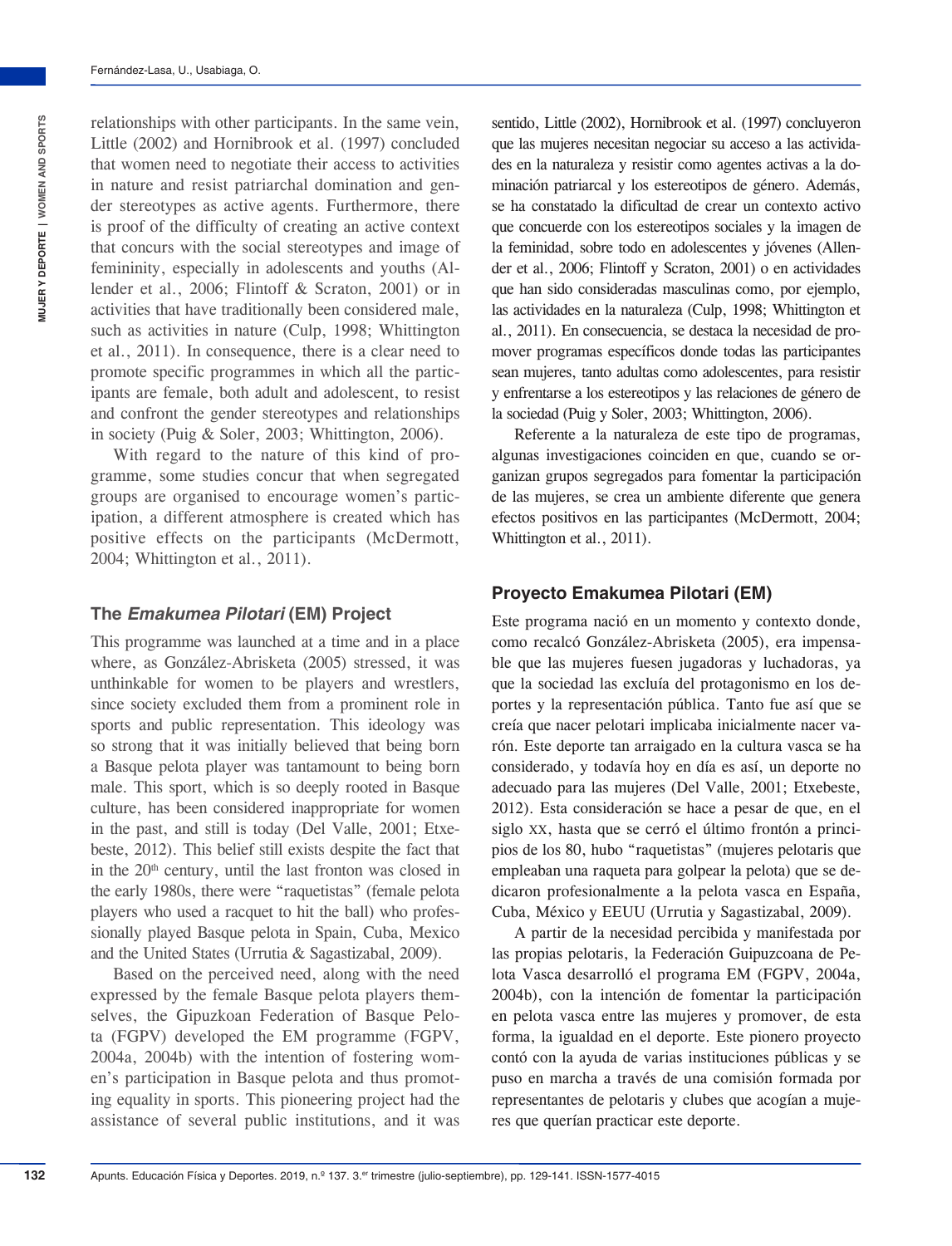relationships with other participants. In the same vein, Little (2002) and Hornibrook et al. (1997) concluded that women need to negotiate their access to activities in nature and resist patriarchal domination and gender stereotypes as active agents. Furthermore, there is proof of the difficulty of creating an active context that concurs with the social stereotypes and image of femininity, especially in adolescents and youths (Allender et al., 2006; Flintoff & Scraton, 2001) or in activities that have traditionally been considered male, such as activities in nature (Culp, 1998; Whittington et al., 2011). In consequence, there is a clear need to promote specific programmes in which all the participants are female, both adult and adolescent, to resist and confront the gender stereotypes and relationships in society (Puig & Soler, 2003; Whittington, 2006).

With regard to the nature of this kind of programme, some studies concur that when segregated groups are organised to encourage women's participation, a different atmosphere is created which has positive effects on the participants (McDermott, 2004; Whittington et al., 2011).

## The *Emakumea Pilotari* (EM) Project

This programme was launched at a time and in a place where, as González-Abrisketa (2005) stressed, it was unthinkable for women to be players and wrestlers, since society excluded them from a prominent role in sports and public representation. This ideology was so strong that it was initially believed that being born a Basque pelota player was tantamount to being born male. This sport, which is so deeply rooted in Basque culture, has been considered inappropriate for women in the past, and still is today (Del Valle, 2001; Etxebeste, 2012). This belief still exists despite the fact that in the 20th century, until the last fronton was closed in the early 1980s, there were "raquetistas" (female pelota players who used a racquet to hit the ball) who professionally played Basque pelota in Spain, Cuba, Mexico and the United States (Urrutia & Sagastizabal, 2009).

Based on the perceived need, along with the need expressed by the female Basque pelota players themselves, the Gipuzkoan Federation of Basque Pelota (FGPV) developed the EM programme (FGPV, 2004a, 2004b) with the intention of fostering women's participation in Basque pelota and thus promoting equality in sports. This pioneering project had the assistance of several public institutions, and it was

sentido, Little (2002), Hornibrook et al. (1997) concluyeron que las mujeres necesitan negociar su acceso a las actividades en la naturaleza y resistir como agentes activas a la dominación patriarcal y los estereotipos de género. Además, se ha constatado la dificultad de crear un contexto activo que concuerde con los estereotipos sociales y la imagen de la feminidad, sobre todo en adolescentes y jóvenes (Allender et al., 2006; Flintoff y Scraton, 2001) o en actividades que han sido consideradas masculinas como, por ejemplo, las actividades en la naturaleza (Culp, 1998; Whittington et al., 2011). En consecuencia, se destaca la necesidad de promover programas específicos donde todas las participantes sean mujeres, tanto adultas como adolescentes, para resistir y enfrentarse a los estereotipos y las relaciones de género de la sociedad (Puig y Soler, 2003; Whittington, 2006).

Referente a la naturaleza de este tipo de programas, algunas investigaciones coinciden en que, cuando se organizan grupos segregados para fomentar la participación de las mujeres, se crea un ambiente diferente que genera efectos positivos en las participantes (McDermott, 2004; Whittington et al., 2011).

## Proyecto Emakumea Pilotari (EM)

Este programa nació en un momento y contexto donde, como recalcó González-Abrisketa (2005), era impensable que las mujeres fuesen jugadoras y luchadoras, ya que la sociedad las excluía del protagonismo en los deportes y la representación pública. Tanto fue así que se creía que nacer pelotari implicaba inicialmente nacer varón. Este deporte tan arraigado en la cultura vasca se ha considerado, y todavía hoy en día es así, un deporte no adecuado para las mujeres (Del Valle, 2001; Etxebeste, 2012). Esta consideración se hace a pesar de que, en el siglo XX, hasta que se cerró el último frontón a principios de los 80, hubo "raquetistas" (mujeres pelotaris que empleaban una raqueta para golpear la pelota) que se dedicaron profesionalmente a la pelota vasca en España, Cuba, México y EEUU (Urrutia y Sagastizabal, 2009).

A partir de la necesidad percibida y manifestada por las propias pelotaris, la Federación Guipuzcoana de Pelota Vasca desarrolló el programa EM (FGPV, 2004a, 2004b), con la intención de fomentar la participación en pelota vasca entre las mujeres y promover, de esta forma, la igualdad en el deporte. Este pionero proyecto contó con la ayuda de varias instituciones públicas y se puso en marcha a través de una comisión formada por representantes de pelotaris y clubes que acogían a mujeres que querían practicar este deporte.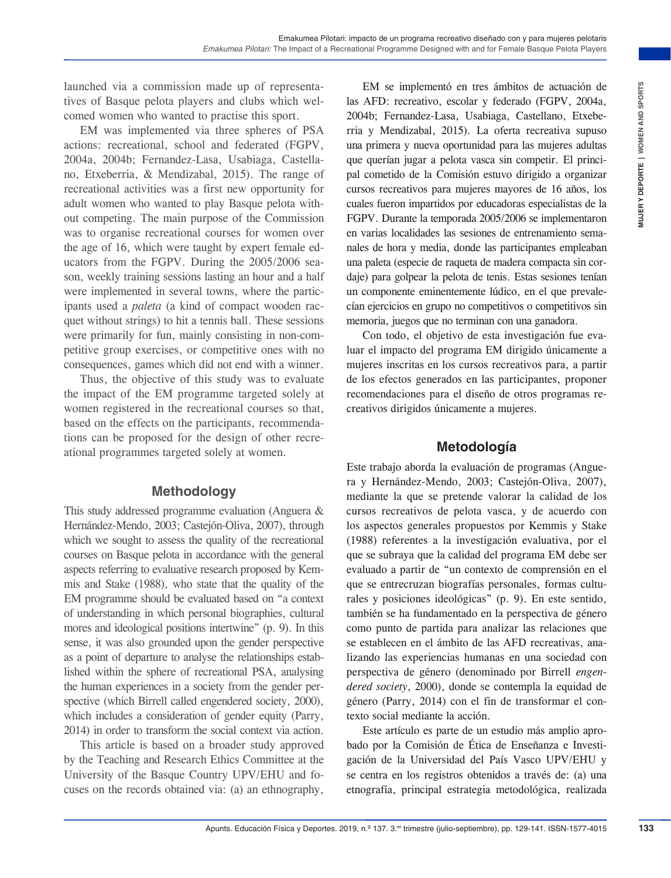launched via a commission made up of representatives of Basque pelota players and clubs which welcomed women who wanted to practise this sport.

EM was implemented via three spheres of PSA actions: recreational, school and federated (FGPV, 2004a, 2004b; Fernandez-Lasa, Usabiaga, Castellano, Etxeberria, & Mendizabal, 2015). The range of recreational activities was a first new opportunity for adult women who wanted to play Basque pelota without competing. The main purpose of the Commission was to organise recreational courses for women over the age of 16, which were taught by expert female educators from the FGPV. During the 2005/2006 season, weekly training sessions lasting an hour and a half were implemented in several towns, where the participants used a *paleta* (a kind of compact wooden racquet without strings) to hit a tennis ball. These sessions were primarily for fun, mainly consisting in non-competitive group exercises, or competitive ones with no consequences, games which did not end with a winner.

Thus, the objective of this study was to evaluate the impact of the EM programme targeted solely at women registered in the recreational courses so that, based on the effects on the participants, recommendations can be proposed for the design of other recreational programmes targeted solely at women.

## Methodology

This study addressed programme evaluation (Anguera & Hernández-Mendo, 2003; Castejón-Oliva, 2007), through which we sought to assess the quality of the recreational courses on Basque pelota in accordance with the general aspects referring to evaluative research proposed by Kemmis and Stake (1988), who state that the quality of the EM programme should be evaluated based on "a context of understanding in which personal biographies, cultural mores and ideological positions intertwine" (p. 9). In this sense, it was also grounded upon the gender perspective as a point of departure to analyse the relationships established within the sphere of recreational PSA, analysing the human experiences in a society from the gender perspective (which Birrell called engendered society, 2000), which includes a consideration of gender equity (Parry, 2014) in order to transform the social context via action.

This article is based on a broader study approved by the Teaching and Research Ethics Committee at the University of the Basque Country UPV/EHU and focuses on the records obtained via: (a) an ethnography,

EM se implementó en tres ámbitos de actuación de las AFD: recreativo, escolar y federado (FGPV, 2004a, 2004b; Fernandez-Lasa, Usabiaga, Castellano, Etxeberria y Mendizabal, 2015). La oferta recreativa supuso una primera y nueva oportunidad para las mujeres adultas que querían jugar a pelota vasca sin competir. El principal cometido de la Comisión estuvo dirigido a organizar cursos recreativos para mujeres mayores de 16 años, los cuales fueron impartidos por educadoras especialistas de la FGPV. Durante la temporada 2005/2006 se implementaron en varias localidades las sesiones de entrenamiento semanales de hora y media, donde las participantes empleaban una paleta (especie de raqueta de madera compacta sin cordaje) para golpear la pelota de tenis. Estas sesiones tenían un componente eminentemente lúdico, en el que prevalecían ejercicios en grupo no competitivos o competitivos sin memoria, juegos que no terminan con una ganadora.

Con todo, el objetivo de esta investigación fue evaluar el impacto del programa EM dirigido únicamente a mujeres inscritas en los cursos recreativos para, a partir de los efectos generados en las participantes, proponer recomendaciones para el diseño de otros programas recreativos dirigidos únicamente a mujeres.

## Metodología

Este trabajo aborda la evaluación de programas (Anguera y Hernández-Mendo, 2003; Castejón-Oliva, 2007), mediante la que se pretende valorar la calidad de los cursos recreativos de pelota vasca, y de acuerdo con los aspectos generales propuestos por Kemmis y Stake (1988) referentes a la investigación evaluativa, por el que se subraya que la calidad del programa EM debe ser evaluado a partir de "un contexto de comprensión en el que se entrecruzan biografías personales, formas culturales y posiciones ideológicas" (p. 9). En este sentido, también se ha fundamentado en la perspectiva de género como punto de partida para analizar las relaciones que se establecen en el ámbito de las AFD recreativas, analizando las experiencias humanas en una sociedad con perspectiva de género (denominado por Birrell *engendered society*, 2000), donde se contempla la equidad de género (Parry, 2014) con el fin de transformar el contexto social mediante la acción.

Este artículo es parte de un estudio más amplio aprobado por la Comisión de Ética de Enseñanza e Investigación de la Universidad del País Vasco UPV/EHU y se centra en los registros obtenidos a través de: (a) una etnografía, principal estrategia metodológica, realizada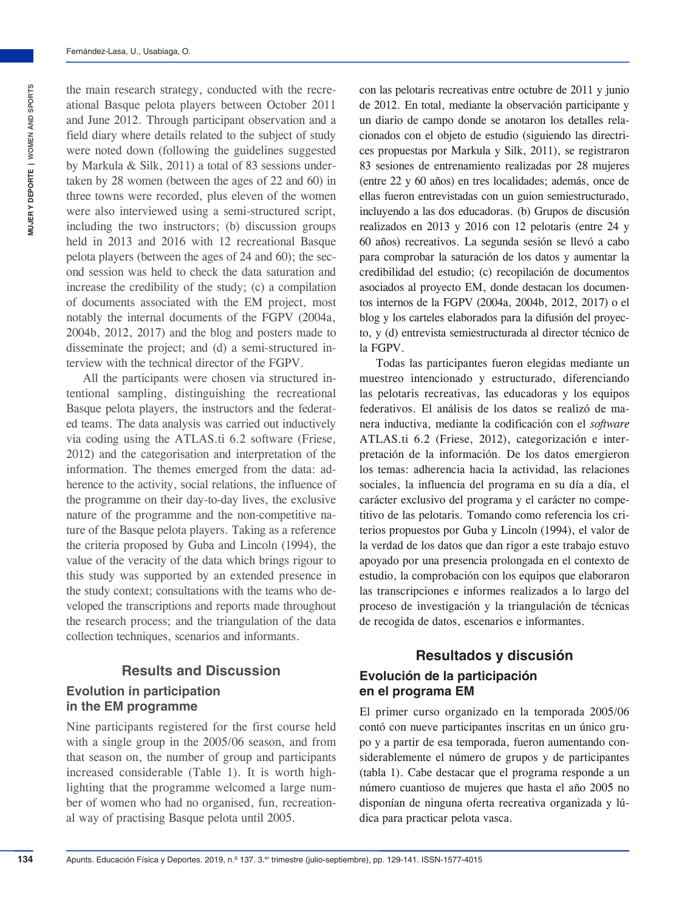the main research strategy, conducted with the recreational Basque pelota players between October 2011 and June 2012. Through participant observation and a field diary where details related to the subject of study were noted down (following the guidelines suggested by Markula & Silk, 2011) a total of 83 sessions undertaken by 28 women (between the ages of 22 and 60) in three towns were recorded, plus eleven of the women were also interviewed using a semi-structured script, including the two instructors; (b) discussion groups held in 2013 and 2016 with 12 recreational Basque pelota players (between the ages of 24 and 60); the second session was held to check the data saturation and increase the credibility of the study; (c) a compilation of documents associated with the EM project, most notably the internal documents of the FGPV (2004a, 2004b, 2012, 2017) and the blog and posters made to disseminate the project; and (d) a semi-structured interview with the technical director of the FGPV.

All the participants were chosen via structured intentional sampling, distinguishing the recreational Basque pelota players, the instructors and the federated teams. The data analysis was carried out inductively via coding using the ATLAS.ti 6.2 software (Friese, 2012) and the categorisation and interpretation of the information. The themes emerged from the data: adherence to the activity, social relations, the influence of the programme on their day-to-day lives, the exclusive nature of the programme and the non-competitive nature of the Basque pelota players. Taking as a reference the criteria proposed by Guba and Lincoln (1994), the value of the veracity of the data which brings rigour to this study was supported by an extended presence in the study context; consultations with the teams who developed the transcriptions and reports made throughout the research process; and the triangulation of the data collection techniques, scenarios and informants.

## Results and Discussion

### Evolution in participation in the EM programme

Nine participants registered for the first course held with a single group in the 2005/06 season, and from that season on, the number of group and participants increased considerable (Table 1). It is worth highlighting that the programme welcomed a large number of women who had no organised, fun, recreational way of practising Basque pelota until 2005.

con las pelotaris recreativas entre octubre de 2011 y junio de 2012. En total, mediante la observación participante y un diario de campo donde se anotaron los detalles relacionados con el objeto de estudio (siguiendo las directrices propuestas por Markula y Silk, 2011), se registraron 83 sesiones de entrenamiento realizadas por 28 mujeres (entre 22 y 60 años) en tres localidades; además, once de ellas fueron entrevistadas con un guion semiestructurado, incluyendo a las dos educadoras. (b) Grupos de discusión realizados en 2013 y 2016 con 12 pelotaris (entre 24 y 60 años) recreativos. La segunda sesión se llevó a cabo para comprobar la saturación de los datos y aumentar la credibilidad del estudio; (c) recopilación de documentos asociados al proyecto EM, donde destacan los documentos internos de la FGPV (2004a, 2004b, 2012, 2017) o el blog y los carteles elaborados para la difusión del proyecto, y (d) entrevista semiestructurada al director técnico de la FGPV.

Todas las participantes fueron elegidas mediante un muestreo intencionado y estructurado, diferenciando las pelotaris recreativas, las educadoras y los equipos federativos. El análisis de los datos se realizó de manera inductiva, mediante la codificación con el *software* ATLAS.ti 6.2 (Friese, 2012), categorización e interpretación de la información. De los datos emergieron los temas: adherencia hacia la actividad, las relaciones sociales, la influencia del programa en su día a día, el carácter exclusivo del programa y el carácter no competitivo de las pelotaris. Tomando como referencia los criterios propuestos por Guba y Lincoln (1994), el valor de la verdad de los datos que dan rigor a este trabajo estuvo apoyado por una presencia prolongada en el contexto de estudio, la comprobación con los equipos que elaboraron las transcripciones e informes realizados a lo largo del proceso de investigación y la triangulación de técnicas de recogida de datos, escenarios e informantes.

## Resultados y discusión

### Evolución de la participación en el programa EM

El primer curso organizado en la temporada 2005/06 contó con nueve participantes inscritas en un único grupo y a partir de esa temporada, fueron aumentando considerablemente el número de grupos y de participantes (tabla 1). Cabe destacar que el programa responde a un número cuantioso de mujeres que hasta el año 2005 no disponían de ninguna oferta recreativa organizada y lúdica para practicar pelota vasca.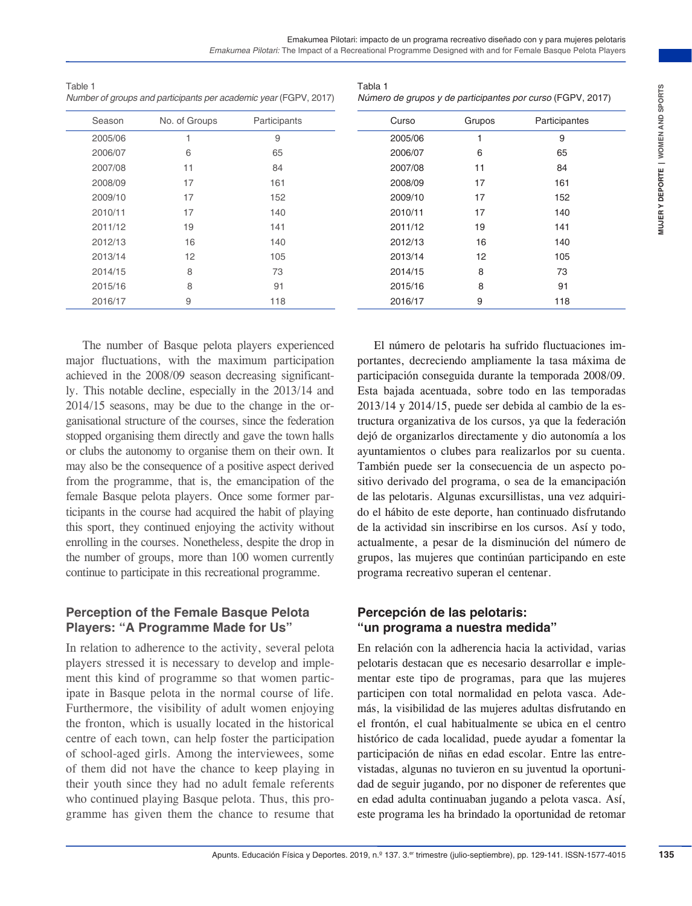Table 1
*Number of groups and participants per academic year* (FGPV, 2017)

| Season | No. of Groups | Participants |
|---|---|---|
| 2005/06 | 1 | 9 |
| 2006/07 | 6 | 65 |
| 2007/08 | 11 | 84 |
| 2008/09 | 17 | 161 |
| 2009/10 | 17 | 152 |
| 2010/11 | 17 | 140 |
| 2011/12 | 19 | 141 |
| 2012/13 | 16 | 140 |
| 2013/14 | 12 | 105 |
| 2014/15 | 8 | 73 |
| 2015/16 | 8 | 91 |
| 2016/17 | 9 | 118 |

The number of Basque pelota players experienced major fluctuations, with the maximum participation achieved in the 2008/09 season decreasing significantly. This notable decline, especially in the 2013/14 and 2014/15 seasons, may be due to the change in the organisational structure of the courses, since the federation stopped organising them directly and gave the town halls or clubs the autonomy to organise them on their own. It may also be the consequence of a positive aspect derived from the programme, that is, the emancipation of the female Basque pelota players. Once some former participants in the course had acquired the habit of playing this sport, they continued enjoying the activity without enrolling in the courses. Nonetheless, despite the drop in the number of groups, more than 100 women currently continue to participate in this recreational programme.

## Perception of the Female Basque Pelota Players: "A Programme Made for Us"

In relation to adherence to the activity, several pelota players stressed it is necessary to develop and implement this kind of programme so that women participate in Basque pelota in the normal course of life. Furthermore, the visibility of adult women enjoying the fronton, which is usually located in the historical centre of each town, can help foster the participation of school-aged girls. Among the interviewees, some of them did not have the chance to keep playing in their youth since they had no adult female referents who continued playing Basque pelota. Thus, this programme has given them the chance to resume that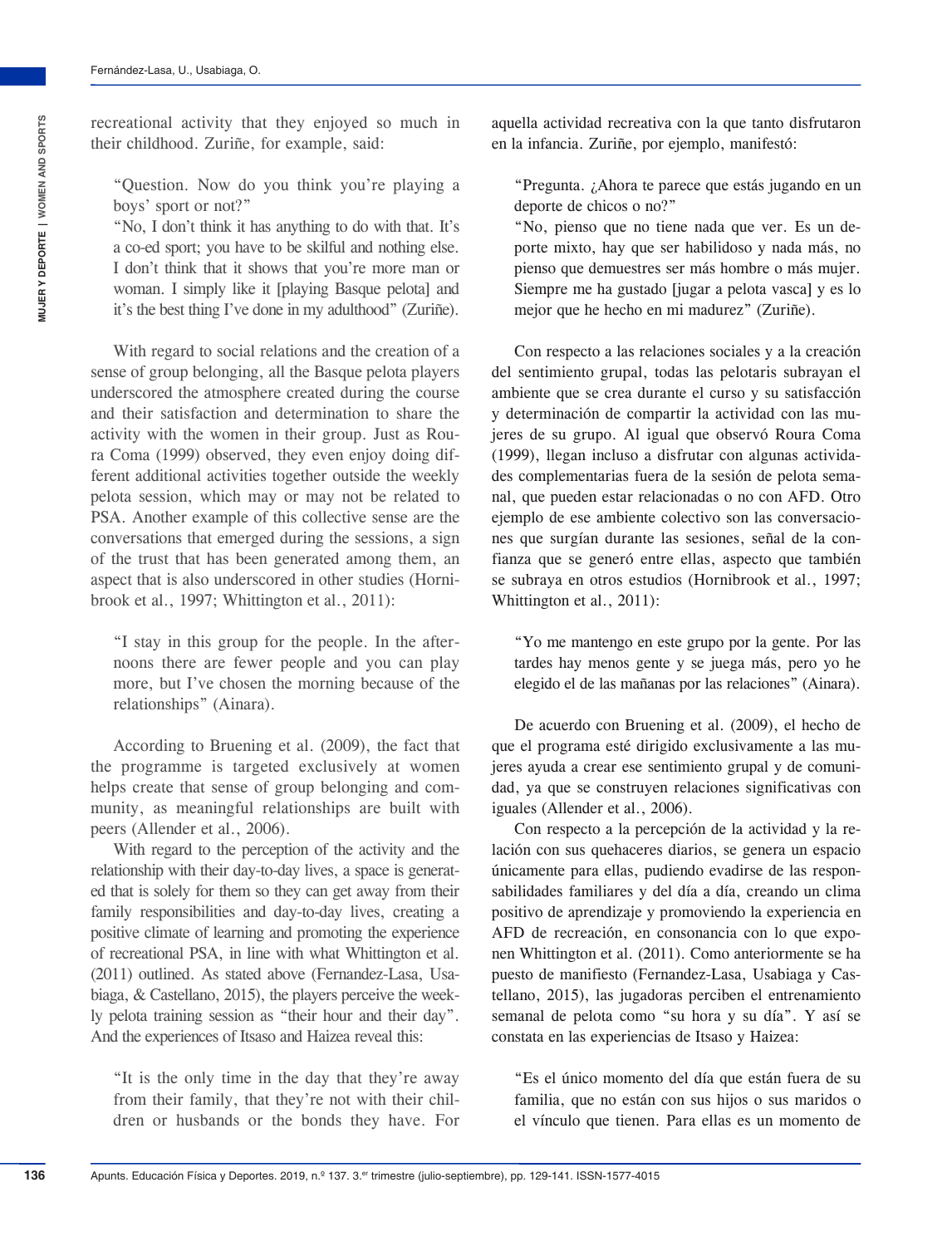recreational activity that they enjoyed so much in their childhood. Zuriñe, for example, said:

> "Question. Now do you think you're playing a boys' sport or not?"
> "No, I don't think it has anything to do with that. It's a co-ed sport; you have to be skilful and nothing else. I don't think that it shows that you're more man or woman. I simply like it [playing Basque pelota] and it's the best thing I've done in my adulthood" (Zuriñe).

With regard to social relations and the creation of a sense of group belonging, all the Basque pelota players underscored the atmosphere created during the course and their satisfaction and determination to share the activity with the women in their group. Just as Roura Coma (1999) observed, they even enjoy doing different additional activities together outside the weekly pelota session, which may or may not be related to PSA. Another example of this collective sense are the conversations that emerged during the sessions, a sign of the trust that has been generated among them, an aspect that is also underscored in other studies (Hornibrook et al., 1997; Whittington et al., 2011):

> "I stay in this group for the people. In the afternoons there are fewer people and you can play more, but I've chosen the morning because of the relationships" (Ainara).

According to Bruening et al. (2009), the fact that the programme is targeted exclusively at women helps create that sense of group belonging and community, as meaningful relationships are built with peers (Allender et al., 2006).

With regard to the perception of the activity and the relationship with their day-to-day lives, a space is generated that is solely for them so they can get away from their family responsibilities and day-to-day lives, creating a positive climate of learning and promoting the experience of recreational PSA, in line with what Whittington et al. (2011) outlined. As stated above (Fernandez-Lasa, Usabiaga, & Castellano, 2015), the players perceive the weekly pelota training session as "their hour and their day". And the experiences of Itsaso and Haizea reveal this:

> "It is the only time in the day that they're away from their family, that they're not with their children or husbands or the bonds they have. For

aquella actividad recreativa con la que tanto disfrutaron en la infancia. Zuriñe, por ejemplo, manifestó:

> "Pregunta. ¿Ahora te parece que estás jugando en un deporte de chicos o no?"
> "No, pienso que no tiene nada que ver. Es un deporte mixto, hay que ser habilidoso y nada más, no pienso que demuestres ser más hombre o más mujer. Siempre me ha gustado [jugar a pelota vasca] y es lo mejor que he hecho en mi madurez" (Zuriñe).

Con respecto a las relaciones sociales y a la creación del sentimiento grupal, todas las pelotaris subrayan el ambiente que se crea durante el curso y su satisfacción y determinación de compartir la actividad con las mujeres de su grupo. Al igual que observó Roura Coma (1999), llegan incluso a disfrutar con algunas actividades complementarias fuera de la sesión de pelota semanal, que pueden estar relacionadas o no con AFD. Otro ejemplo de ese ambiente colectivo son las conversaciones que surgían durante las sesiones, señal de la confianza que se generó entre ellas, aspecto que también se subraya en otros estudios (Hornibrook et al., 1997; Whittington et al., 2011):

> "Yo me mantengo en este grupo por la gente. Por las tardes hay menos gente y se juega más, pero yo he elegido el de las mañanas por las relaciones" (Ainara).

De acuerdo con Bruening et al. (2009), el hecho de que el programa esté dirigido exclusivamente a las mujeres ayuda a crear ese sentimiento grupal y de comunidad, ya que se construyen relaciones significativas con iguales (Allender et al., 2006).

Con respecto a la percepción de la actividad y la relación con sus quehaceres diarios, se genera un espacio únicamente para ellas, pudiendo evadirse de las responsabilidades familiares y del día a día, creando un clima positivo de aprendizaje y promoviendo la experiencia en AFD de recreación, en consonancia con lo que exponen Whittington et al. (2011). Como anteriormente se ha puesto de manifiesto (Fernandez-Lasa, Usabiaga y Castellano, 2015), las jugadoras perciben el entrenamiento semanal de pelota como "su hora y su día". Y así se constata en las experiencias de Itsaso y Haizea:

> "Es el único momento del día que están fuera de su familia, que no están con sus hijos o sus maridos o el vínculo que tienen. Para ellas es un momento de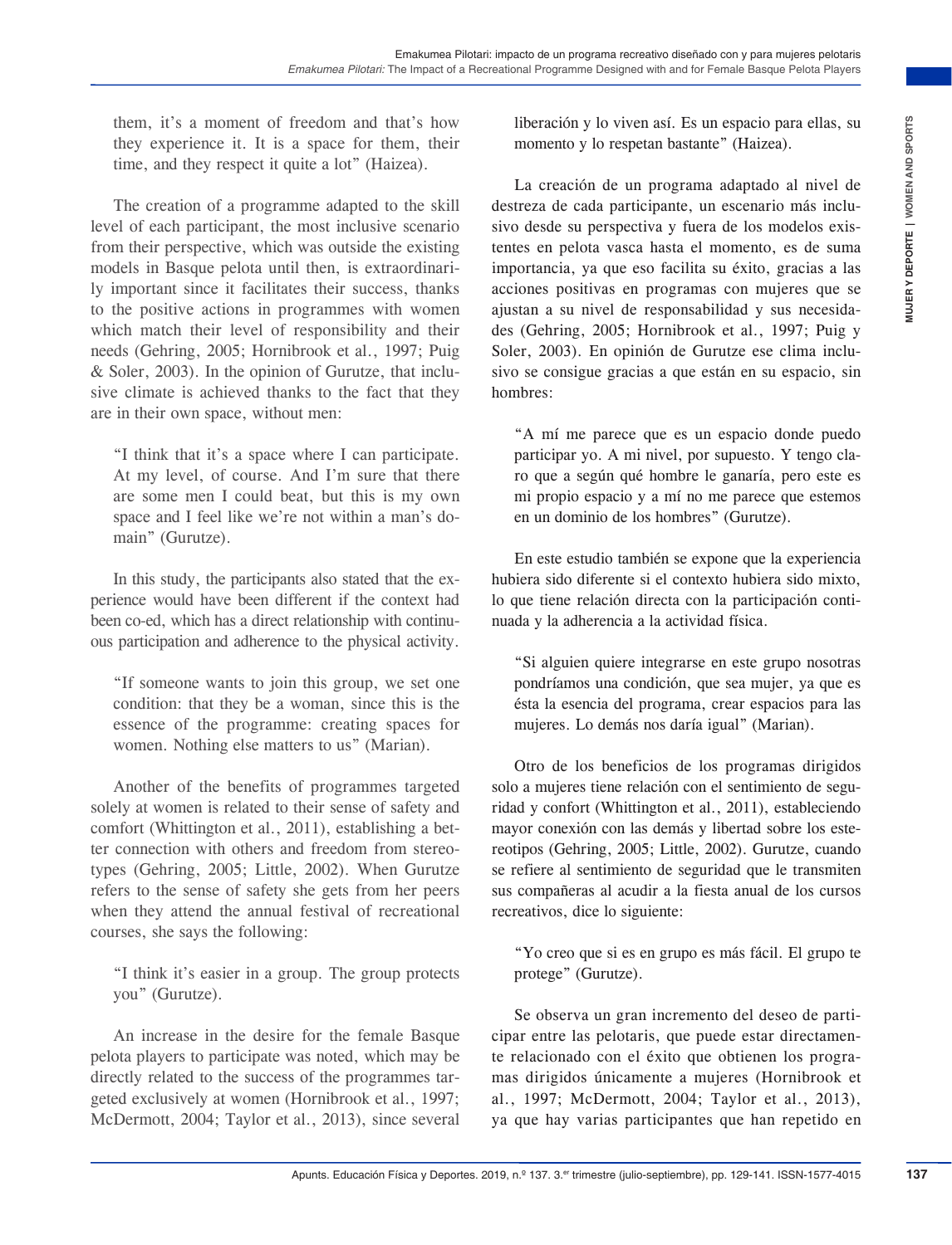them, it's a moment of freedom and that's how they experience it. It is a space for them, their time, and they respect it quite a lot" (Haizea).

The creation of a programme adapted to the skill level of each participant, the most inclusive scenario from their perspective, which was outside the existing models in Basque pelota until then, is extraordinarily important since it facilitates their success, thanks to the positive actions in programmes with women which match their level of responsibility and their needs (Gehring, 2005; Hornibrook et al., 1997; Puig & Soler, 2003). In the opinion of Gurutze, that inclusive climate is achieved thanks to the fact that they are in their own space, without men:

> "I think that it's a space where I can participate. At my level, of course. And I'm sure that there are some men I could beat, but this is my own space and I feel like we're not within a man's domain" (Gurutze).

In this study, the participants also stated that the experience would have been different if the context had been co-ed, which has a direct relationship with continuous participation and adherence to the physical activity.

> "If someone wants to join this group, we set one condition: that they be a woman, since this is the essence of the programme: creating spaces for women. Nothing else matters to us" (Marian).

Another of the benefits of programmes targeted solely at women is related to their sense of safety and comfort (Whittington et al., 2011), establishing a better connection with others and freedom from stereotypes (Gehring, 2005; Little, 2002). When Gurutze refers to the sense of safety she gets from her peers when they attend the annual festival of recreational courses, she says the following:

> "I think it's easier in a group. The group protects you" (Gurutze).

An increase in the desire for the female Basque pelota players to participate was noted, which may be directly related to the success of the programmes targeted exclusively at women (Hornibrook et al., 1997; McDermott, 2004; Taylor et al., 2013), since several

liberación y lo viven así. Es un espacio para ellas, su momento y lo respetan bastante" (Haizea).

La creación de un programa adaptado al nivel de destreza de cada participante, un escenario más inclusivo desde su perspectiva y fuera de los modelos existentes en pelota vasca hasta el momento, es de suma importancia, ya que eso facilita su éxito, gracias a las acciones positivas en programas con mujeres que se ajustan a su nivel de responsabilidad y sus necesidades (Gehring, 2005; Hornibrook et al., 1997; Puig y Soler, 2003). En opinión de Gurutze ese clima inclusivo se consigue gracias a que están en su espacio, sin hombres:

> "A mí me parece que es un espacio donde puedo participar yo. A mi nivel, por supuesto. Y tengo claro que a según qué hombre le ganaría, pero este es mi propio espacio y a mí no me parece que estemos en un dominio de los hombres" (Gurutze).

En este estudio también se expone que la experiencia hubiera sido diferente si el contexto hubiera sido mixto, lo que tiene relación directa con la participación continuada y la adherencia a la actividad física.

> "Si alguien quiere integrarse en este grupo nosotras pondríamos una condición, que sea mujer, ya que es ésta la esencia del programa, crear espacios para las mujeres. Lo demás nos daría igual" (Marian).

Otro de los beneficios de los programas dirigidos solo a mujeres tiene relación con el sentimiento de seguridad y confort (Whittington et al., 2011), estableciendo mayor conexión con las demás y libertad sobre los estereotipos (Gehring, 2005; Little, 2002). Gurutze, cuando se refiere al sentimiento de seguridad que le transmiten sus compañeras al acudir a la fiesta anual de los cursos recreativos, dice lo siguiente:

> "Yo creo que si es en grupo es más fácil. El grupo te protege" (Gurutze).

Se observa un gran incremento del deseo de participar entre las pelotaris, que puede estar directamente relacionado con el éxito que obtienen los programas dirigidos únicamente a mujeres (Hornibrook et al., 1997; McDermott, 2004; Taylor et al., 2013), ya que hay varias participantes que han repetido en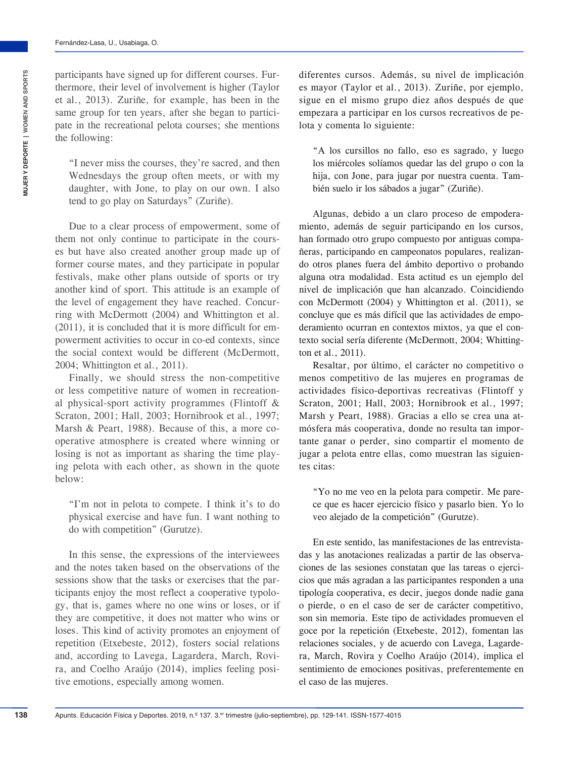participants have signed up for different courses. Furthermore, their level of involvement is higher (Taylor et al., 2013). Zuriñe, for example, has been in the same group for ten years, after she began to participate in the recreational pelota courses; she mentions the following:

> "I never miss the courses, they're sacred, and then Wednesdays the group often meets, or with my daughter, with Jone, to play on our own. I also tend to go play on Saturdays" (Zuriñe).

Due to a clear process of empowerment, some of them not only continue to participate in the courses but have also created another group made up of former course mates, and they participate in popular festivals, make other plans outside of sports or try another kind of sport. This attitude is an example of the level of engagement they have reached. Concurring with McDermott (2004) and Whittington et al. (2011), it is concluded that it is more difficult for empowerment activities to occur in co-ed contexts, since the social context would be different (McDermott, 2004; Whittington et al., 2011).

Finally, we should stress the non-competitive or less competitive nature of women in recreational physical-sport activity programmes (Flintoff & Scraton, 2001; Hall, 2003; Hornibrook et al., 1997; Marsh & Peart, 1988). Because of this, a more cooperative atmosphere is created where winning or losing is not as important as sharing the time playing pelota with each other, as shown in the quote below:

> "I'm not in pelota to compete. I think it's to do physical exercise and have fun. I want nothing to do with competition" (Gurutze).

In this sense, the expressions of the interviewees and the notes taken based on the observations of the sessions show that the tasks or exercises that the participants enjoy the most reflect a cooperative typology, that is, games where no one wins or loses, or if they are competitive, it does not matter who wins or loses. This kind of activity promotes an enjoyment of repetition (Etxebeste, 2012), fosters social relations and, according to Lavega, Lagardera, March, Rovira, and Coelho Araújo (2014), implies feeling positive emotions, especially among women.

diferentes cursos. Además, su nivel de implicación es mayor (Taylor et al., 2013). Zuriñe, por ejemplo, sigue en el mismo grupo diez años después de que empezara a participar en los cursos recreativos de pelota y comenta lo siguiente:

> "A los cursillos no fallo, eso es sagrado, y luego los miércoles solíamos quedar las del grupo o con la hija, con Jone, para jugar por nuestra cuenta. También suelo ir los sábados a jugar" (Zuriñe).

Algunas, debido a un claro proceso de empoderamiento, además de seguir participando en los cursos, han formado otro grupo compuesto por antiguas compañeras, participando en campeonatos populares, realizando otros planes fuera del ámbito deportivo o probando alguna otra modalidad. Esta actitud es un ejemplo del nivel de implicación que han alcanzado. Coincidiendo con McDermott (2004) y Whittington et al. (2011), se concluye que es más difícil que las actividades de empoderamiento ocurran en contextos mixtos, ya que el contexto social sería diferente (McDermott, 2004; Whittington et al., 2011).

Resaltar, por último, el carácter no competitivo o menos competitivo de las mujeres en programas de actividades físico-deportivas recreativas (Flintoff y Scraton, 2001; Hall, 2003; Hornibrook et al., 1997; Marsh y Peart, 1988). Gracias a ello se crea una atmósfera más cooperativa, donde no resulta tan importante ganar o perder, sino compartir el momento de jugar a pelota entre ellas, como muestran las siguientes citas:

> "Yo no me veo en la pelota para competir. Me parece que es hacer ejercicio físico y pasarlo bien. Yo lo veo alejado de la competición" (Gurutze).

En este sentido, las manifestaciones de las entrevistadas y las anotaciones realizadas a partir de las observaciones de las sesiones constatan que las tareas o ejercicios que más agradan a las participantes responden a una tipología cooperativa, es decir, juegos donde nadie gana o pierde, o en el caso de ser de carácter competitivo, son sin memoria. Este tipo de actividades promueven el goce por la repetición (Etxebeste, 2012), fomentan las relaciones sociales, y de acuerdo con Lavega, Lagardera, March, Rovira y Coelho Araújo (2014), implica el sentimiento de emociones positivas, preferentemente en el caso de las mujeres.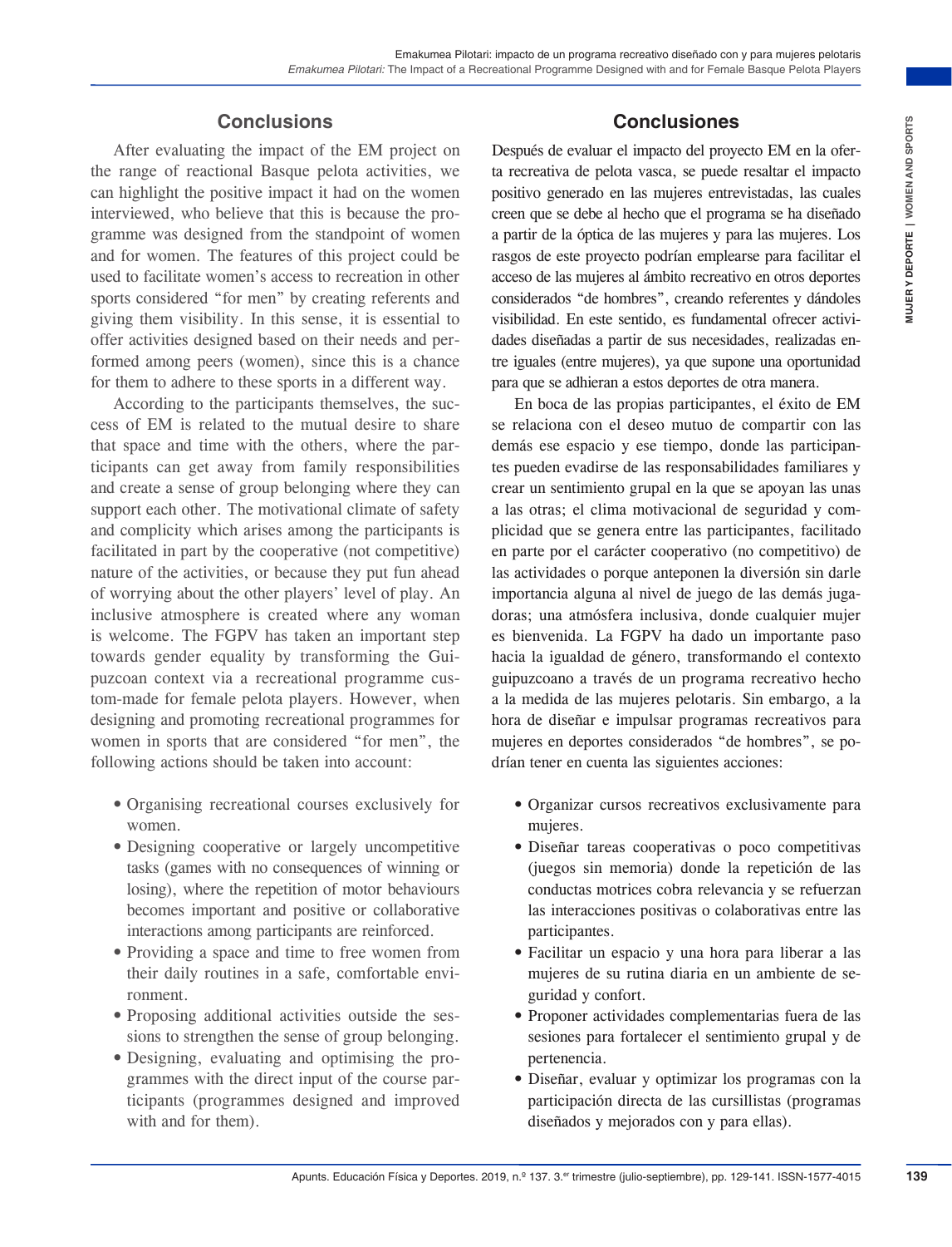## Conclusions

After evaluating the impact of the EM project on the range of reactional Basque pelota activities, we can highlight the positive impact it had on the women interviewed, who believe that this is because the programme was designed from the standpoint of women and for women. The features of this project could be used to facilitate women's access to recreation in other sports considered "for men" by creating referents and giving them visibility. In this sense, it is essential to offer activities designed based on their needs and performed among peers (women), since this is a chance for them to adhere to these sports in a different way.

According to the participants themselves, the success of EM is related to the mutual desire to share that space and time with the others, where the participants can get away from family responsibilities and create a sense of group belonging where they can support each other. The motivational climate of safety and complicity which arises among the participants is facilitated in part by the cooperative (not competitive) nature of the activities, or because they put fun ahead of worrying about the other players' level of play. An inclusive atmosphere is created where any woman is welcome. The FGPV has taken an important step towards gender equality by transforming the Guipuzcoan context via a recreational programme custom-made for female pelota players. However, when designing and promoting recreational programmes for women in sports that are considered "for men", the following actions should be taken into account:

- Organising recreational courses exclusively for women.
- Designing cooperative or largely uncompetitive tasks (games with no consequences of winning or losing), where the repetition of motor behaviours becomes important and positive or collaborative interactions among participants are reinforced.
- Providing a space and time to free women from their daily routines in a safe, comfortable environment.
- Proposing additional activities outside the sessions to strengthen the sense of group belonging.
- Designing, evaluating and optimising the programmes with the direct input of the course participants (programmes designed and improved with and for them).

## Conclusiones

Después de evaluar el impacto del proyecto EM en la oferta recreativa de pelota vasca, se puede resaltar el impacto positivo generado en las mujeres entrevistadas, las cuales creen que se debe al hecho que el programa se ha diseñado a partir de la óptica de las mujeres y para las mujeres. Los rasgos de este proyecto podrían emplearse para facilitar el acceso de las mujeres al ámbito recreativo en otros deportes considerados "de hombres", creando referentes y dándoles visibilidad. En este sentido, es fundamental ofrecer actividades diseñadas a partir de sus necesidades, realizadas entre iguales (entre mujeres), ya que supone una oportunidad para que se adhieran a estos deportes de otra manera.

En boca de las propias participantes, el éxito de EM se relaciona con el deseo mutuo de compartir con las demás ese espacio y ese tiempo, donde las participantes pueden evadirse de las responsabilidades familiares y crear un sentimiento grupal en la que se apoyan las unas a las otras; el clima motivacional de seguridad y complicidad que se genera entre las participantes, facilitado en parte por el carácter cooperativo (no competitivo) de las actividades o porque anteponen la diversión sin darle importancia alguna al nivel de juego de las demás jugadoras; una atmósfera inclusiva, donde cualquier mujer es bienvenida. La FGPV ha dado un importante paso hacia la igualdad de género, transformando el contexto guipuzcoano a través de un programa recreativo hecho a la medida de las mujeres pelotaris. Sin embargo, a la hora de diseñar e impulsar programas recreativos para mujeres en deportes considerados "de hombres", se podrían tener en cuenta las siguientes acciones:

- Organizar cursos recreativos exclusivamente para mujeres.
- Diseñar tareas cooperativas o poco competitivas (juegos sin memoria) donde la repetición de las conductas motrices cobra relevancia y se refuerzan las interacciones positivas o colaborativas entre las participantes.
- Facilitar un espacio y una hora para liberar a las mujeres de su rutina diaria en un ambiente de seguridad y confort.
- Proponer actividades complementarias fuera de las sesiones para fortalecer el sentimiento grupal y de pertenencia.
- Diseñar, evaluar y optimizar los programas con la participación directa de las cursillistas (programas diseñados y mejorados con y para ellas).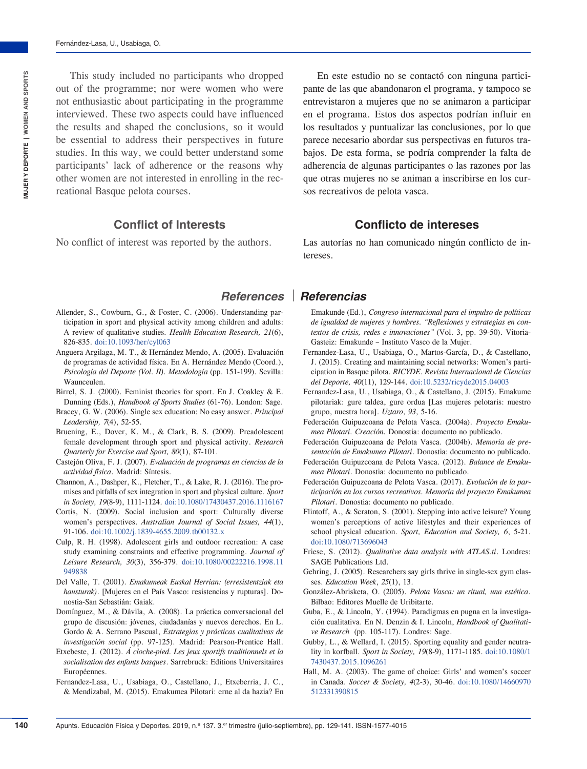This study included no participants who dropped out of the programme; nor were women who were not enthusiastic about participating in the programme interviewed. These two aspects could have influenced the results and shaped the conclusions, so it would be essential to address their perspectives in future studies. In this way, we could better understand some participants' lack of adherence or the reasons why other women are not interested in enrolling in the recreational Basque pelota courses.

En este estudio no se contactó con ninguna participante de las que abandonaron el programa, y tampoco se entrevistaron a mujeres que no se animaron a participar en el programa. Estos dos aspectos podrían influir en los resultados y puntualizar las conclusiones, por lo que parece necesario abordar sus perspectivas en futuros trabajos. De esta forma, se podría comprender la falta de adherencia de algunas participantes o las razones por las que otras mujeres no se animan a inscribirse en los cursos recreativos de pelota vasca.

## Conflict of Interests

No conflict of interest was reported by the authors.

## Conflicto de intereses

Las autorías no han comunicado ningún conflicto de intereses.

## References | Referencias

Allender, S., Cowburn, G., & Foster, C. (2006). Understanding participation in sport and physical activity among children and adults: A review of qualitative studies. *Health Education Research, 21*(6), 826-835. doi:10.1093/her/cyl063

Anguera Argilaga, M. T., & Hernández Mendo, A. (2005). Evaluación de programas de actividad física. En A. Hernández Mendo (Coord.), *Psicología del Deporte (Vol. II). Metodología* (pp. 151-199). Sevilla: Wanceulen.

Birrel, S. J. (2000). Feminist theories for sport. En J. Coakley & E. Dunning (Eds.), *Handbook of Sports Studies* (61-76). London: Sage.

Bracey, G. W. (2006). Single sex education: No easy answer. *Principal Leadership, 7*(4), 52-55.

Bruening, E., Dover, K. M., & Clark, B. S. (2009). Preadolescent female development through sport and physical activity. *Research Quarterly for Exercise and Sport, 80*(1), 87-101.

Castejón Oliva, F. J. (2007). *Evaluación de programas en ciencias de la actividad física*. Madrid: Síntesis.

Channon, A., Dashper, K., Fletcher, T., & Lake, R. J. (2016). The promises and pitfalls of sex integration in sport and physical culture. *Sport in Society, 19*(8-9), 1111-1124. doi:10.1080/17430437.2016.1116167

Cortis, N. (2009). Social inclusion and sport: Culturally diverse women's perspectives. *Australian Journal of Social Issues, 44*(1), 91-106. doi:10.1002/j.1839-4655.2009.tb00132.x

Culp, R. H. (1998). Adolescent girls and outdoor recreation: A case study examining constraints and effective programming. *Journal of Leisure Research, 30*(3), 356-379. doi:10.1080/00222216.1998.11949838

Del Valle, T. (2001). *Emakumeak Euskal Herrian: (erresistentziak eta hausturak)*. [Mujeres en el País Vasco: resistencias y rupturas]. Donostia-San Sebastián: Gaiak.

Domínguez, M., & Dávila, A. (2008). La práctica conversacional del grupo de discusión: jóvenes, ciudadanías y nuevos derechos. En L. Gordo & A. Serrano Pascual, *Estrategias y prácticas cualitativas de investigación social* (pp. 97-125). Madrid: Pearson-Prentice Hall.

Etxebeste, J. (2012). *À cloche-pied. Les jeux sportifs traditionnels et la socialisation des enfants basques*. Sarrebruck: Editions Universitaires Européennes.

Fernandez-Lasa, U., Usabiaga, O., Castellano, J., Etxeberria, J. C., & Mendizabal, M. (2015). Emakumea Pilotari: erne al da hazia? En Emakunde (Ed.), *Congreso internacional para el impulso de políticas de igualdad de mujeres y hombres. "Reflexiones y estrategias en contextos de crisis, redes e innovaciones"* (Vol. 3, pp. 39-50). Vitoria-Gasteiz: Emakunde – Instituto Vasco de la Mujer.

Fernandez-Lasa, U., Usabiaga, O., Martos-García, D., & Castellano, J. (2015). Creating and maintaining social networks: Women's participation in Basque pilota. *RICYDE. Revista Internacional de Ciencias del Deporte, 40*(11), 129-144. doi:10.5232/ricyde2015.04003

Fernandez-Lasa, U., Usabiaga, O., & Castellano, J. (2015). Emakume pilotariak: gure taldea, gure ordua [Las mujeres pelotaris: nuestro grupo, nuestra hora]. *Uztaro, 93*, 5-16.

Federación Guipuzcoana de Pelota Vasca. (2004a). *Proyecto Emakumea Pilotari. Creación*. Donostia: documento no publicado.

Federación Guipuzcoana de Pelota Vasca. (2004b). *Memoria de presentación de Emakumea Pilotari*. Donostia: documento no publicado.

Federación Guipuzcoana de Pelota Vasca. (2012). *Balance de Emakumea Pilotari*. Donostia: documento no publicado.

Federación Guipuzcoana de Pelota Vasca. (2017). *Evolución de la participación en los cursos recreativos. Memoria del proyecto Emakumea Pilotari*. Donostia: documento no publicado.

Flintoff, A., & Scraton, S. (2001). Stepping into active leisure? Young women's perceptions of active lifestyles and their experiences of school physical education. *Sport, Education and Society, 6*, 5-21. doi:10.1080/713696043

Friese, S. (2012). *Qualitative data analysis with ATLAS.ti*. Londres: SAGE Publications Ltd.

Gehring, J. (2005). Researchers say girls thrive in single-sex gym classes. *Education Week, 25*(1), 13.

González-Abrisketa, O. (2005). *Pelota Vasca: un ritual, una estética*. Bilbao: Editores Muelle de Uribitarte.

Guba, E., & Lincoln, Y. (1994). Paradigmas en pugna en la investigación cualitativa. En N. Denzin & I. Lincoln, *Handbook of Qualitative Research* (pp. 105-117). Londres: Sage.

Gubby, L., & Wellard, I. (2015). Sporting equality and gender neutrality in korfball. *Sport in Society, 19*(8-9), 1171-1185. doi:10.1080/17430437.2015.1096261

Hall, M. A. (2003). The game of choice: Girls' and women's soccer in Canada. *Soccer & Society, 4*(2-3), 30-46. doi:10.1080/14660970512331390815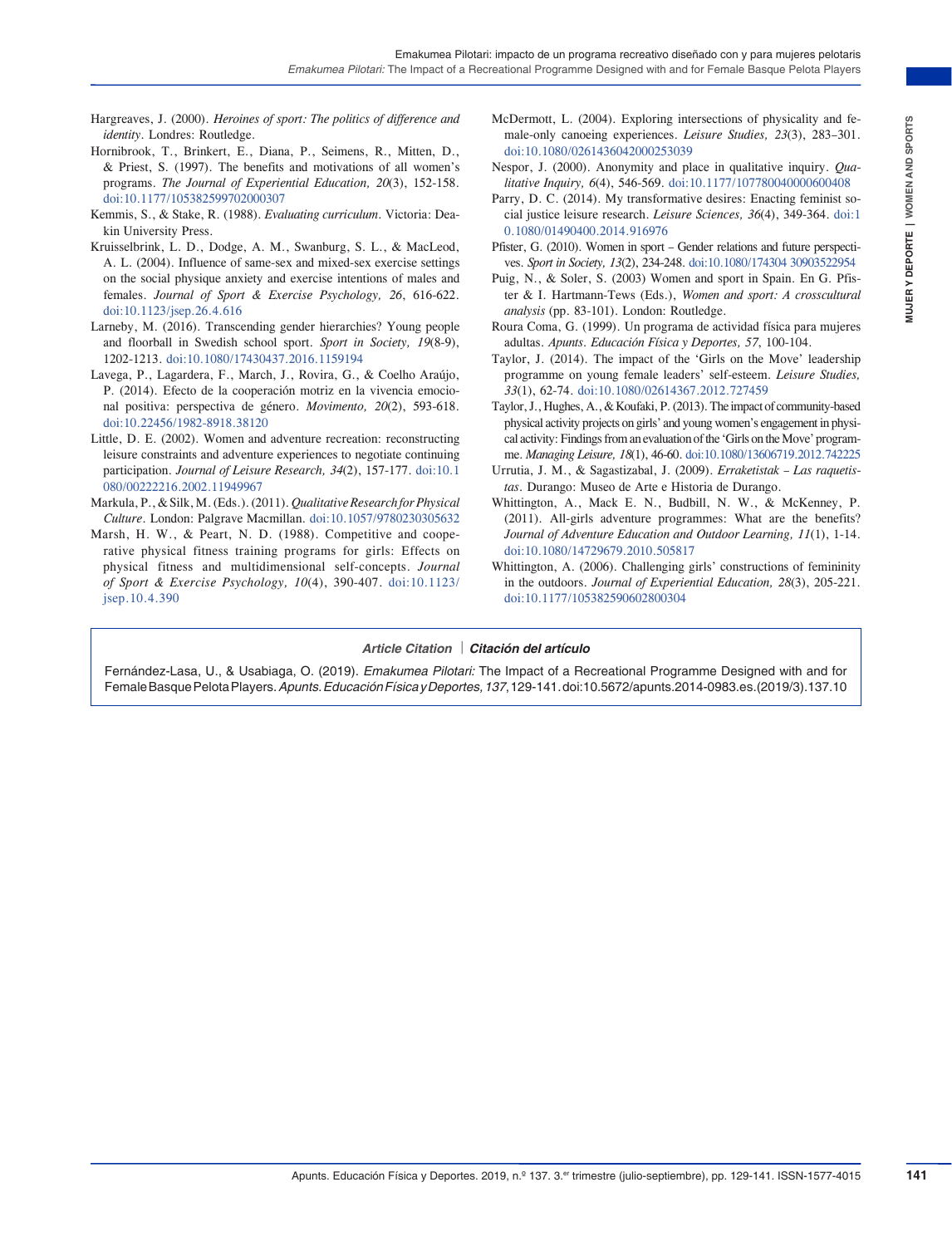Hargreaves, J. (2000). *Heroines of sport: The politics of difference and identity*. Londres: Routledge.

Hornibrook, T., Brinkert, E., Diana, P., Seimens, R., Mitten, D., & Priest, S. (1997). The benefits and motivations of all women's programs. *The Journal of Experiential Education, 20*(3), 152-158. doi:10.1177/105382599702000307

Kemmis, S., & Stake, R. (1988). *Evaluating curriculum*. Victoria: Deakin University Press.

Kruisselbrink, L. D., Dodge, A. M., Swanburg, S. L., & MacLeod, A. L. (2004). Influence of same-sex and mixed-sex exercise settings on the social physique anxiety and exercise intentions of males and females. *Journal of Sport & Exercise Psychology, 26*, 616-622. doi:10.1123/jsep.26.4.616

Larneby, M. (2016). Transcending gender hierarchies? Young people and floorball in Swedish school sport. *Sport in Society, 19*(8-9), 1202-1213. doi:10.1080/17430437.2016.1159194

Lavega, P., Lagardera, F., March, J., Rovira, G., & Coelho Araújo, P. (2014). Efecto de la cooperación motriz en la vivencia emocional positiva: perspectiva de género. *Movimento, 20*(2), 593-618. doi:10.22456/1982-8918.38120

Little, D. E. (2002). Women and adventure recreation: reconstructing leisure constraints and adventure experiences to negotiate continuing participation. *Journal of Leisure Research, 34*(2), 157-177. doi:10.1080/00222216.2002.11949967

Markula, P., & Silk, M. (Eds.). (2011). *Qualitative Research for Physical Culture*. London: Palgrave Macmillan. doi:10.1057/9780230305632

Marsh, H. W., & Peart, N. D. (1988). Competitive and cooperative physical fitness training programs for girls: Effects on physical fitness and multidimensional self-concepts. *Journal of Sport & Exercise Psychology, 10*(4), 390-407. doi:10.1123/jsep.10.4.390

McDermott, L. (2004). Exploring intersections of physicality and female-only canoeing experiences. *Leisure Studies, 23*(3), 283–301. doi:10.1080/0261436042000253039

Nespor, J. (2000). Anonymity and place in qualitative inquiry. *Qualitative Inquiry, 6*(4), 546-569. doi:10.1177/107780040000600408

Parry, D. C. (2014). My transformative desires: Enacting feminist social justice leisure research. *Leisure Sciences, 36*(4), 349-364. doi:10.1080/01490400.2014.916976

Pfister, G. (2010). Women in sport – Gender relations and future perspectives. *Sport in Society, 13*(2), 234-248. doi:10.1080/174304 30903522954

Puig, N., & Soler, S. (2003) Women and sport in Spain. En G. Pfister & I. Hartmann-Tews (Eds.), *Women and sport: A crosscultural analysis* (pp. 83-101). London: Routledge.

Roura Coma, G. (1999). Un programa de actividad física para mujeres adultas. *Apunts. Educación Física y Deportes, 57*, 100-104.

Taylor, J. (2014). The impact of the 'Girls on the Move' leadership programme on young female leaders' self-esteem. *Leisure Studies, 33*(1), 62-74. doi:10.1080/02614367.2012.727459

Taylor, J., Hughes, A., & Koufaki, P. (2013). The impact of community-based physical activity projects on girls' and young women's engagement in physical activity: Findings from an evaluation of the 'Girls on the Move' programme. *Managing Leisure, 18*(1), 46-60. doi:10.1080/13606719.2012.742225

Urrutia, J. M., & Sagastizabal, J. (2009). *Erraketistak – Las raquetistas*. Durango: Museo de Arte e Historia de Durango.

Whittington, A., Mack E. N., Budbill, N. W., & McKenney, P. (2011). All-girls adventure programmes: What are the benefits? *Journal of Adventure Education and Outdoor Learning, 11*(1), 1-14. doi:10.1080/14729679.2010.505817

Whittington, A. (2006). Challenging girls' constructions of femininity in the outdoors. *Journal of Experiential Education, 28*(3), 205-221. doi:10.1177/105382590602800304

***Article Citation** | **Citación del artículo***

Fernández-Lasa, U., & Usabiaga, O. (2019). *Emakumea Pilotari:* The Impact of a Recreational Programme Designed with and for Female Basque Pelota Players. *Apunts. Educación Física y Deportes, 137*, 129-141. doi:10.5672/apunts.2014-0983.es.(2019/3).137.10